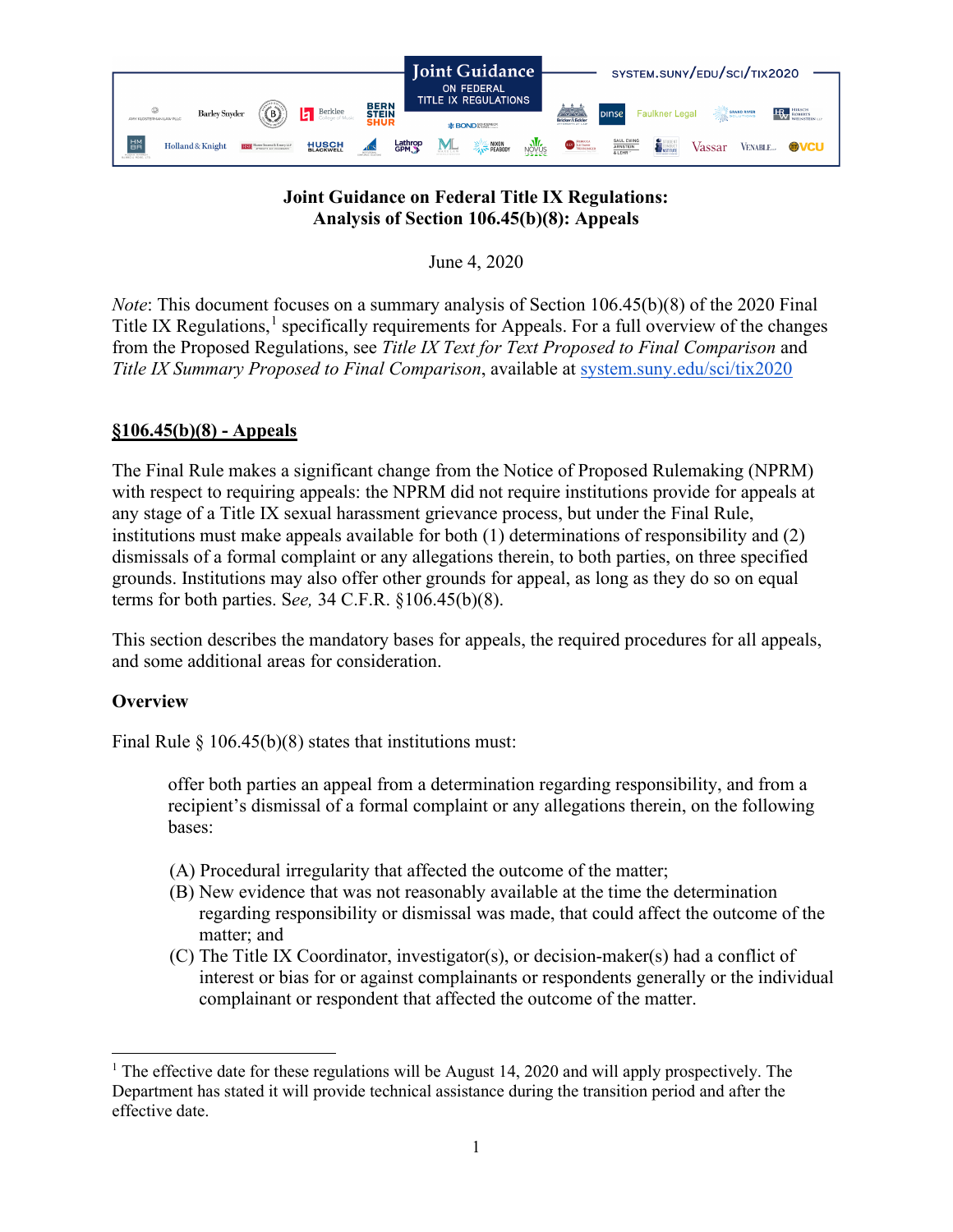# Joint Guidance on Federal Title IX Regulations:
# Analysis of Section 106.45(b)(8): Appeals

June 4, 2020

*Note*: This document focuses on a summary analysis of Section 106.45(b)(8) of the 2020 Final Title IX Regulations,[1] specifically requirements for Appeals. For a full overview of the changes from the Proposed Regulations, see *Title IX Text for Text Proposed to Final Comparison* and *Title IX Summary Proposed to Final Comparison*, available at system.suny.edu/sci/tix2020

## §106.45(b)(8) - Appeals

The Final Rule makes a significant change from the Notice of Proposed Rulemaking (NPRM) with respect to requiring appeals: the NPRM did not require institutions provide for appeals at any stage of a Title IX sexual harassment grievance process, but under the Final Rule, institutions must make appeals available for both (1) determinations of responsibility and (2) dismissals of a formal complaint or any allegations therein, to both parties, on three specified grounds. Institutions may also offer other grounds for appeal, as long as they do so on equal terms for both parties. S*ee,* 34 C.F.R. §106.45(b)(8).

This section describes the mandatory bases for appeals, the required procedures for all appeals, and some additional areas for consideration.

### Overview

Final Rule § 106.45(b)(8) states that institutions must:

> offer both parties an appeal from a determination regarding responsibility, and from a recipient's dismissal of a formal complaint or any allegations therein, on the following bases:
>
> (A) Procedural irregularity that affected the outcome of the matter;
> (B) New evidence that was not reasonably available at the time the determination regarding responsibility or dismissal was made, that could affect the outcome of the matter; and
> (C) The Title IX Coordinator, investigator(s), or decision-maker(s) had a conflict of interest or bias for or against complainants or respondents generally or the individual complainant or respondent that affected the outcome of the matter.

[1] The effective date for these regulations will be August 14, 2020 and will apply prospectively. The Department has stated it will provide technical assistance during the transition period and after the effective date.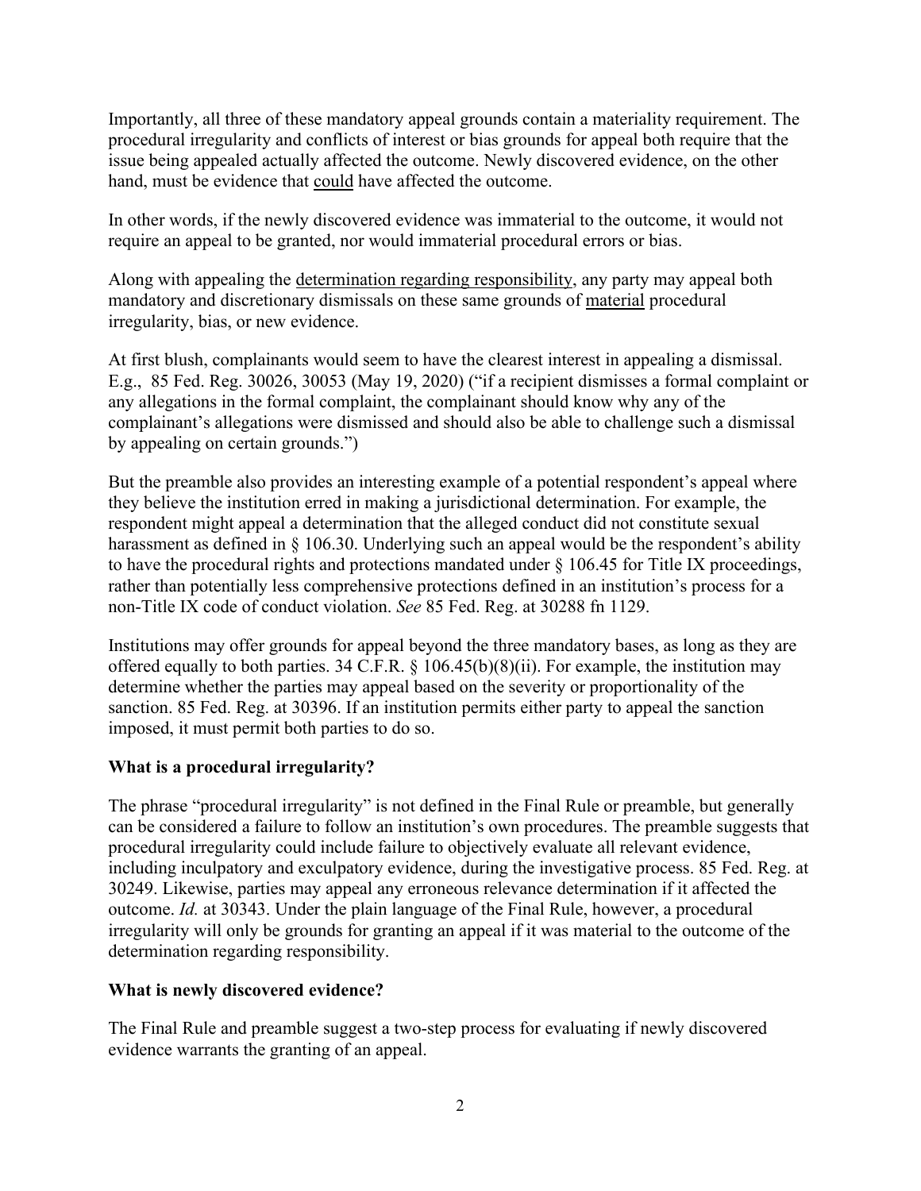Importantly, all three of these mandatory appeal grounds contain a materiality requirement. The procedural irregularity and conflicts of interest or bias grounds for appeal both require that the issue being appealed actually affected the outcome. Newly discovered evidence, on the other hand, must be evidence that <u>could</u> have affected the outcome.

In other words, if the newly discovered evidence was immaterial to the outcome, it would not require an appeal to be granted, nor would immaterial procedural errors or bias.

Along with appealing the <u>determination regarding responsibility</u>, any party may appeal both mandatory and discretionary dismissals on these same grounds of <u>material</u> procedural irregularity, bias, or new evidence.

At first blush, complainants would seem to have the clearest interest in appealing a dismissal. E.g., 85 Fed. Reg. 30026, 30053 (May 19, 2020) ("if a recipient dismisses a formal complaint or any allegations in the formal complaint, the complainant should know why any of the complainant's allegations were dismissed and should also be able to challenge such a dismissal by appealing on certain grounds.")

But the preamble also provides an interesting example of a potential respondent's appeal where they believe the institution erred in making a jurisdictional determination. For example, the respondent might appeal a determination that the alleged conduct did not constitute sexual harassment as defined in § 106.30. Underlying such an appeal would be the respondent's ability to have the procedural rights and protections mandated under § 106.45 for Title IX proceedings, rather than potentially less comprehensive protections defined in an institution's process for a non-Title IX code of conduct violation. *See* 85 Fed. Reg. at 30288 fn 1129.

Institutions may offer grounds for appeal beyond the three mandatory bases, as long as they are offered equally to both parties. 34 C.F.R. § 106.45(b)(8)(ii). For example, the institution may determine whether the parties may appeal based on the severity or proportionality of the sanction. 85 Fed. Reg. at 30396. If an institution permits either party to appeal the sanction imposed, it must permit both parties to do so.

**What is a procedural irregularity?**

The phrase "procedural irregularity" is not defined in the Final Rule or preamble, but generally can be considered a failure to follow an institution's own procedures. The preamble suggests that procedural irregularity could include failure to objectively evaluate all relevant evidence, including inculpatory and exculpatory evidence, during the investigative process. 85 Fed. Reg. at 30249. Likewise, parties may appeal any erroneous relevance determination if it affected the outcome. *Id.* at 30343. Under the plain language of the Final Rule, however, a procedural irregularity will only be grounds for granting an appeal if it was material to the outcome of the determination regarding responsibility.

**What is newly discovered evidence?**

The Final Rule and preamble suggest a two-step process for evaluating if newly discovered evidence warrants the granting of an appeal.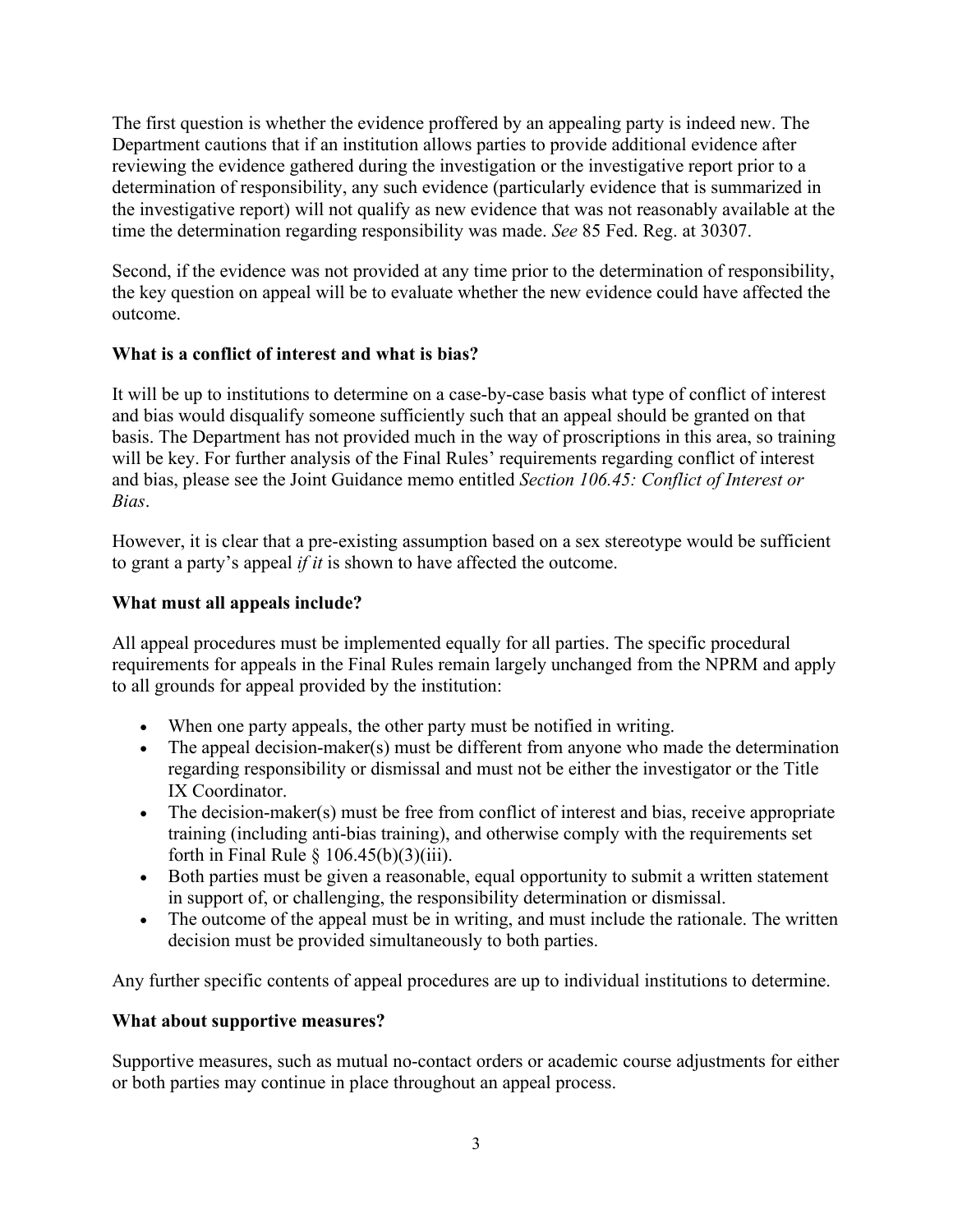The first question is whether the evidence proffered by an appealing party is indeed new. The Department cautions that if an institution allows parties to provide additional evidence after reviewing the evidence gathered during the investigation or the investigative report prior to a determination of responsibility, any such evidence (particularly evidence that is summarized in the investigative report) will not qualify as new evidence that was not reasonably available at the time the determination regarding responsibility was made. *See* 85 Fed. Reg. at 30307.

Second, if the evidence was not provided at any time prior to the determination of responsibility, the key question on appeal will be to evaluate whether the new evidence could have affected the outcome.

**What is a conflict of interest and what is bias?**

It will be up to institutions to determine on a case-by-case basis what type of conflict of interest and bias would disqualify someone sufficiently such that an appeal should be granted on that basis. The Department has not provided much in the way of proscriptions in this area, so training will be key. For further analysis of the Final Rules' requirements regarding conflict of interest and bias, please see the Joint Guidance memo entitled *Section 106.45: Conflict of Interest or Bias*.

However, it is clear that a pre-existing assumption based on a sex stereotype would be sufficient to grant a party's appeal *if it* is shown to have affected the outcome.

**What must all appeals include?**

All appeal procedures must be implemented equally for all parties. The specific procedural requirements for appeals in the Final Rules remain largely unchanged from the NPRM and apply to all grounds for appeal provided by the institution:

- When one party appeals, the other party must be notified in writing.
- The appeal decision-maker(s) must be different from anyone who made the determination regarding responsibility or dismissal and must not be either the investigator or the Title IX Coordinator.
- The decision-maker(s) must be free from conflict of interest and bias, receive appropriate training (including anti-bias training), and otherwise comply with the requirements set forth in Final Rule § 106.45(b)(3)(iii).
- Both parties must be given a reasonable, equal opportunity to submit a written statement in support of, or challenging, the responsibility determination or dismissal.
- The outcome of the appeal must be in writing, and must include the rationale. The written decision must be provided simultaneously to both parties.

Any further specific contents of appeal procedures are up to individual institutions to determine.

**What about supportive measures?**

Supportive measures, such as mutual no-contact orders or academic course adjustments for either or both parties may continue in place throughout an appeal process.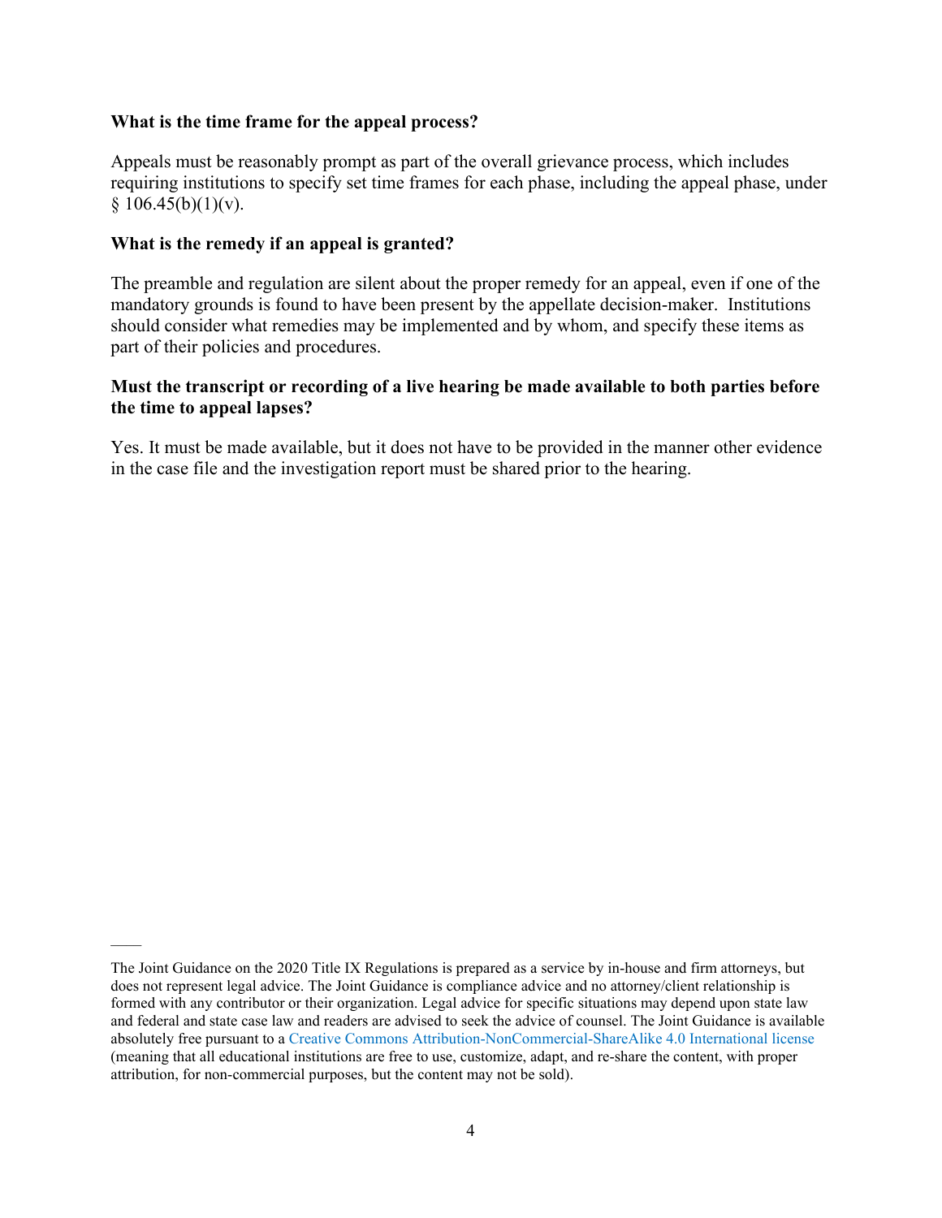**What is the time frame for the appeal process?**

Appeals must be reasonably prompt as part of the overall grievance process, which includes requiring institutions to specify set time frames for each phase, including the appeal phase, under § 106.45(b)(1)(v).

**What is the remedy if an appeal is granted?**

The preamble and regulation are silent about the proper remedy for an appeal, even if one of the mandatory grounds is found to have been present by the appellate decision-maker. Institutions should consider what remedies may be implemented and by whom, and specify these items as part of their policies and procedures.

**Must the transcript or recording of a live hearing be made available to both parties before the time to appeal lapses?**

Yes. It must be made available, but it does not have to be provided in the manner other evidence in the case file and the investigation report must be shared prior to the hearing.